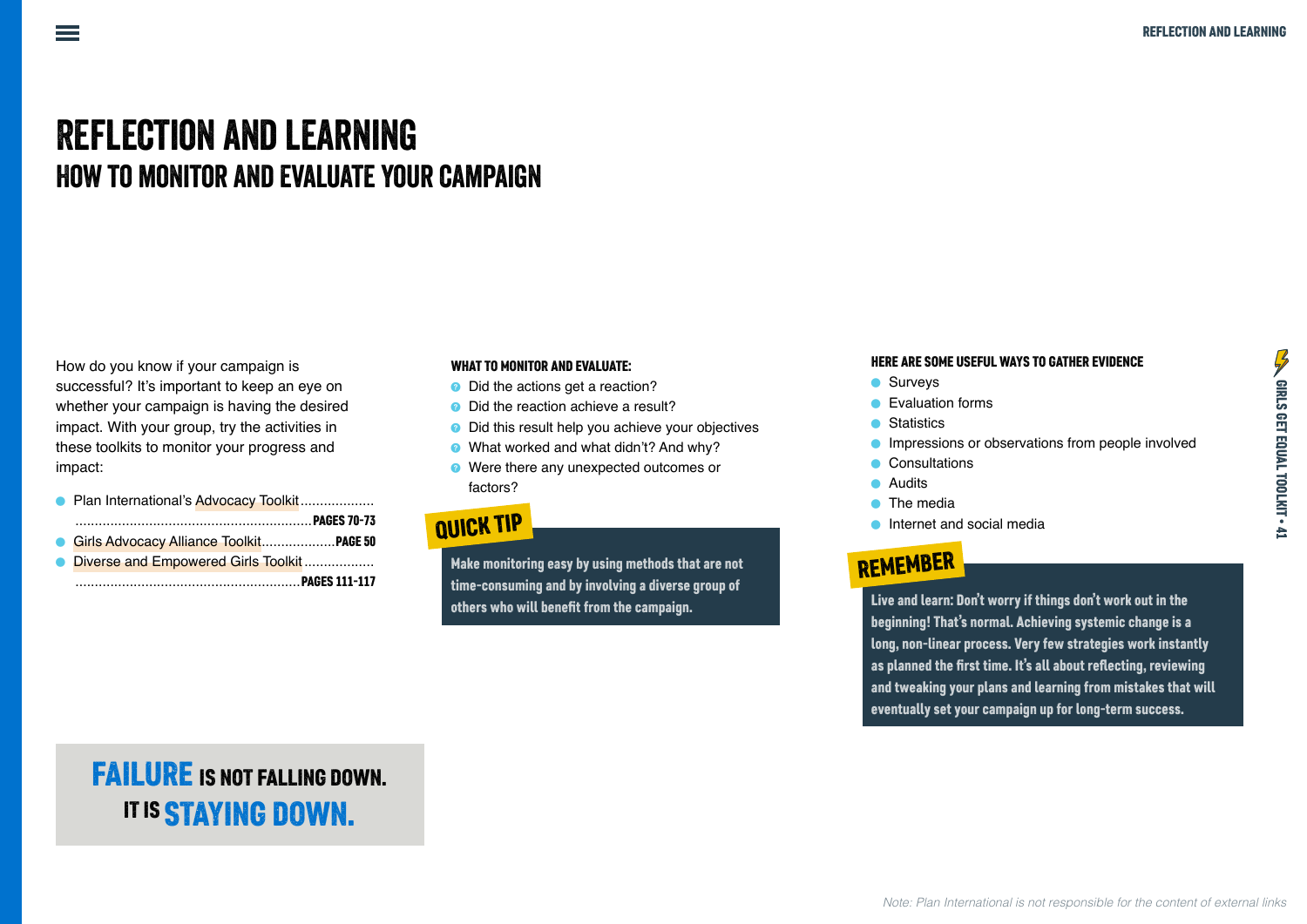# REFLECTION AND LEARNING

## HOW TO MONITOR AND EVALUATE YOUR CAMPAIGN

How do you know if your campaign is successful? It's important to keep an eye on whether your campaign is having the desired impact. With your group, try the activities in these toolkits to monitor your progress and impact:

- Plan International's Advocacy Toolkit .................................. **PAGES 70-73**
- Girls Advocacy Alliance Toolkit .................. **PAGE 50**
- Diverse and Empowered Girls Toolkit .................................. **PAGES 111-117**

**FAILURE IS NOT FALLING DOWN. IT IS STAYING DOWN.**

**WHAT TO MONITOR AND EVALUATE:**

- Did the actions get a reaction?
- Did the reaction achieve a result?
- Did this result help you achieve your objectives
- What worked and what didn't? And why?
- Were there any unexpected outcomes or factors?

**QUICK TIP**

**Make monitoring easy by using methods that are not time-consuming and by involving a diverse group of others who will benefit from the campaign.**

**HERE ARE SOME USEFUL WAYS TO GATHER EVIDENCE**

- Surveys
- Evaluation forms
- Statistics
- Impressions or observations from people involved
- Consultations
- Audits
- The media
- Internet and social media

**REMEMBER**

**Live and learn: Don't worry if things don't work out in the beginning! That's normal. Achieving systemic change is a long, non-linear process. Very few strategies work instantly as planned the first time. It's all about reflecting, reviewing and tweaking your plans and learning from mistakes that will eventually set your campaign up for long-term success.**

*Note: Plan International is not responsible for the content of external links*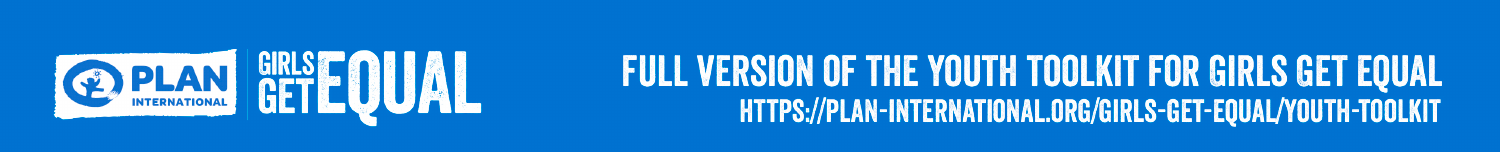PLAN INTERNATIONAL | GIRLS GET EQUAL

FULL VERSION OF THE YOUTH TOOLKIT FOR GIRLS GET EQUAL

HTTPS://PLAN-INTERNATIONAL.ORG/GIRLS-GET-EQUAL/YOUTH-TOOLKIT